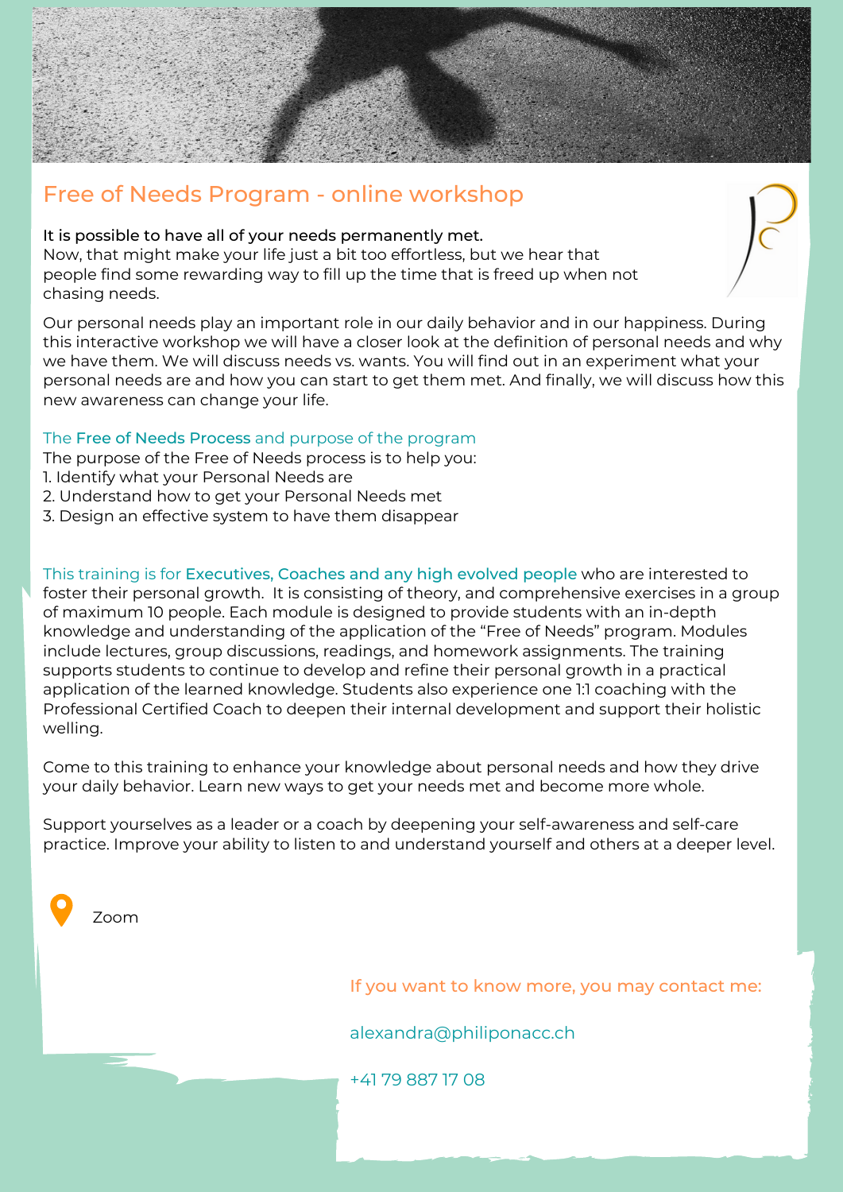# Free of Needs Program - online workshop

**It is possible to have all of your needs permanently met.**
Now, that might make your life just a bit too effortless, but we hear that people find some rewarding way to fill up the time that is freed up when not chasing needs.

Our personal needs play an important role in our daily behavior and in our happiness. During this interactive workshop we will have a closer look at the definition of personal needs and why we have them. We will discuss needs vs. wants. You will find out in an experiment what your personal needs are and how you can start to get them met. And finally, we will discuss how this new awareness can change your life.

## The **Free of Needs Process** and purpose of the program

The purpose of the Free of Needs process is to help you:

1. Identify what your Personal Needs are
2. Understand how to get your Personal Needs met
3. Design an effective system to have them disappear

This training is for **Executives, Coaches and any high evolved people** who are interested to foster their personal growth. It is consisting of theory, and comprehensive exercises in a group of maximum 10 people. Each module is designed to provide students with an in-depth knowledge and understanding of the application of the "Free of Needs" program. Modules include lectures, group discussions, readings, and homework assignments. The training supports students to continue to develop and refine their personal growth in a practical application of the learned knowledge. Students also experience one 1:1 coaching with the Professional Certified Coach to deepen their internal development and support their holistic welling.

Come to this training to enhance your knowledge about personal needs and how they drive your daily behavior. Learn new ways to get your needs met and become more whole.

Support yourselves as a leader or a coach by deepening your self-awareness and self-care practice. Improve your ability to listen to and understand yourself and others at a deeper level.

Zoom

If you want to know more, you may contact me:

alexandra@philiponacc.ch

+41 79 887 17 08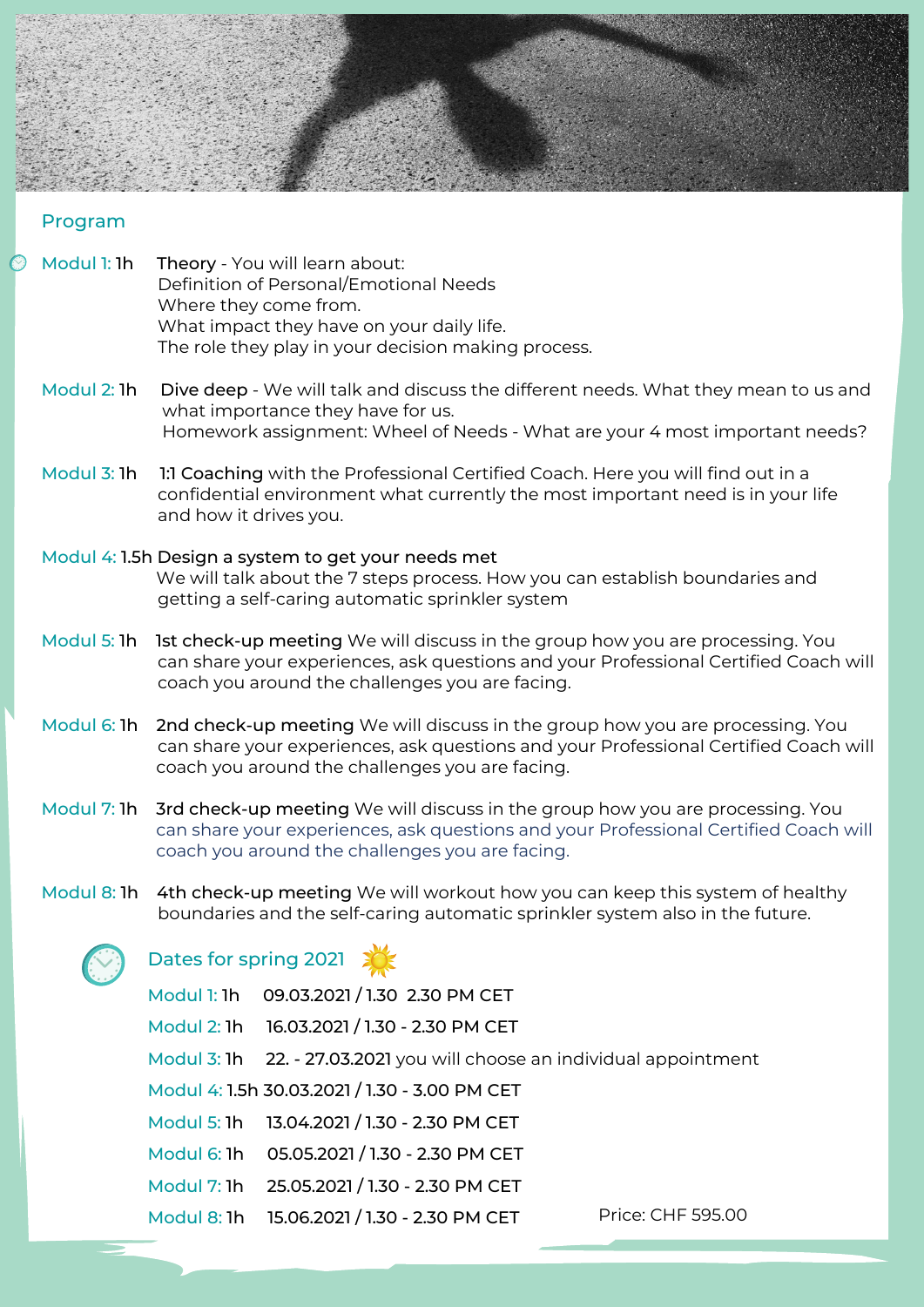## Program

**Modul 1: 1h** **Theory** - You will learn about:
Definition of Personal/Emotional Needs
Where they come from.
What impact they have on your daily life.
The role they play in your decision making process.

**Modul 2: 1h** **Dive deep** - We will talk and discuss the different needs. What they mean to us and what importance they have for us.
Homework assignment: Wheel of Needs - What are your 4 most important needs?

**Modul 3: 1h** **1:1 Coaching** with the Professional Certified Coach. Here you will find out in a confidential environment what currently the most important need is in your life and how it drives you.

**Modul 4: 1.5h** **Design a system to get your needs met**
We will talk about the 7 steps process. How you can establish boundaries and getting a self-caring automatic sprinkler system

**Modul 5: 1h** **1st check-up meeting** We will discuss in the group how you are processing. You can share your experiences, ask questions and your Professional Certified Coach will coach you around the challenges you are facing.

**Modul 6: 1h** **2nd check-up meeting** We will discuss in the group how you are processing. You can share your experiences, ask questions and your Professional Certified Coach will coach you around the challenges you are facing.

**Modul 7: 1h** **3rd check-up meeting** We will discuss in the group how you are processing. You can share your experiences, ask questions and your Professional Certified Coach will coach you around the challenges you are facing.

**Modul 8: 1h** **4th check-up meeting** We will workout how you can keep this system of healthy boundaries and the self-caring automatic sprinkler system also in the future.

## Dates for spring 2021

Modul 1: 1h 09.03.2021 / 1.30 2.30 PM CET

Modul 2: 1h 16.03.2021 / 1.30 - 2.30 PM CET

Modul 3: 1h 22. - 27.03.2021 you will choose an individual appointment

Modul 4: 1.5h 30.03.2021 / 1.30 - 3.00 PM CET

Modul 5: 1h 13.04.2021 / 1.30 - 2.30 PM CET

Modul 6: 1h 05.05.2021 / 1.30 - 2.30 PM CET

Modul 7: 1h 25.05.2021 / 1.30 - 2.30 PM CET

Modul 8: 1h 15.06.2021 / 1.30 - 2.30 PM CET

Price: CHF 595.00